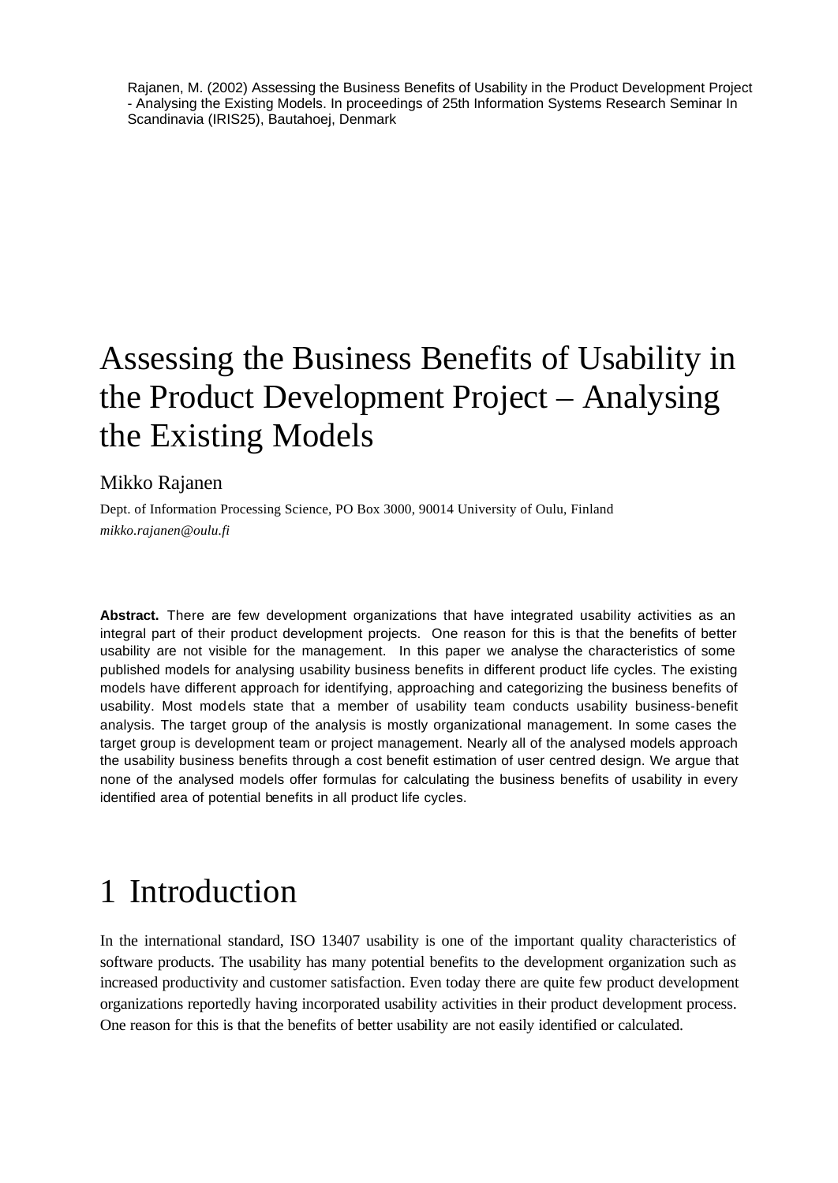Rajanen, M. (2002) Assessing the Business Benefits of Usability in the Product Development Project - Analysing the Existing Models. In proceedings of 25th Information Systems Research Seminar In Scandinavia (IRIS25), Bautahoej, Denmark

# Assessing the Business Benefits of Usability in the Product Development Project – Analysing the Existing Models

Mikko Rajanen

Dept. of Information Processing Science, PO Box 3000, 90014 University of Oulu, Finland
*mikko.rajanen@oulu.fi*

**Abstract.** There are few development organizations that have integrated usability activities as an integral part of their product development projects. One reason for this is that the benefits of better usability are not visible for the management. In this paper we analyse the characteristics of some published models for analysing usability business benefits in different product life cycles. The existing models have different approach for identifying, approaching and categorizing the business benefits of usability. Most models state that a member of usability team conducts usability business-benefit analysis. The target group of the analysis is mostly organizational management. In some cases the target group is development team or project management. Nearly all of the analysed models approach the usability business benefits through a cost benefit estimation of user centred design. We argue that none of the analysed models offer formulas for calculating the business benefits of usability in every identified area of potential benefits in all product life cycles.

# 1 Introduction

In the international standard, ISO 13407 usability is one of the important quality characteristics of software products. The usability has many potential benefits to the development organization such as increased productivity and customer satisfaction. Even today there are quite few product development organizations reportedly having incorporated usability activities in their product development process. One reason for this is that the benefits of better usability are not easily identified or calculated.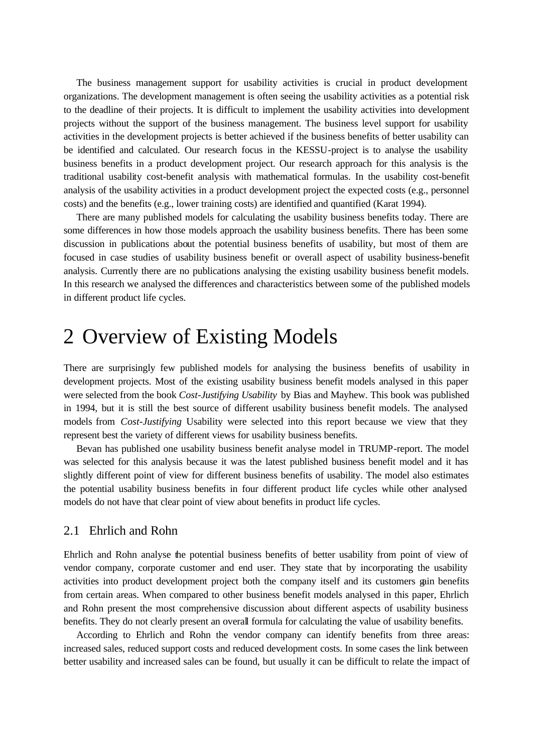The business management support for usability activities is crucial in product development organizations. The development management is often seeing the usability activities as a potential risk to the deadline of their projects. It is difficult to implement the usability activities into development projects without the support of the business management. The business level support for usability activities in the development projects is better achieved if the business benefits of better usability can be identified and calculated. Our research focus in the KESSU-project is to analyse the usability business benefits in a product development project. Our research approach for this analysis is the traditional usability cost-benefit analysis with mathematical formulas. In the usability cost-benefit analysis of the usability activities in a product development project the expected costs (e.g., personnel costs) and the benefits (e.g., lower training costs) are identified and quantified (Karat 1994).

There are many published models for calculating the usability business benefits today. There are some differences in how those models approach the usability business benefits. There has been some discussion in publications about the potential business benefits of usability, but most of them are focused in case studies of usability business benefit or overall aspect of usability business-benefit analysis. Currently there are no publications analysing the existing usability business benefit models. In this research we analysed the differences and characteristics between some of the published models in different product life cycles.

# 2 Overview of Existing Models

There are surprisingly few published models for analysing the business benefits of usability in development projects. Most of the existing usability business benefit models analysed in this paper were selected from the book *Cost-Justifying Usability* by Bias and Mayhew. This book was published in 1994, but it is still the best source of different usability business benefit models. The analysed models from *Cost-Justifying* Usability were selected into this report because we view that they represent best the variety of different views for usability business benefits.

Bevan has published one usability business benefit analyse model in TRUMP-report. The model was selected for this analysis because it was the latest published business benefit model and it has slightly different point of view for different business benefits of usability. The model also estimates the potential usability business benefits in four different product life cycles while other analysed models do not have that clear point of view about benefits in product life cycles.

## 2.1 Ehrlich and Rohn

Ehrlich and Rohn analyse the potential business benefits of better usability from point of view of vendor company, corporate customer and end user. They state that by incorporating the usability activities into product development project both the company itself and its customers gain benefits from certain areas. When compared to other business benefit models analysed in this paper, Ehrlich and Rohn present the most comprehensive discussion about different aspects of usability business benefits. They do not clearly present an overall formula for calculating the value of usability benefits.

According to Ehrlich and Rohn the vendor company can identify benefits from three areas: increased sales, reduced support costs and reduced development costs. In some cases the link between better usability and increased sales can be found, but usually it can be difficult to relate the impact of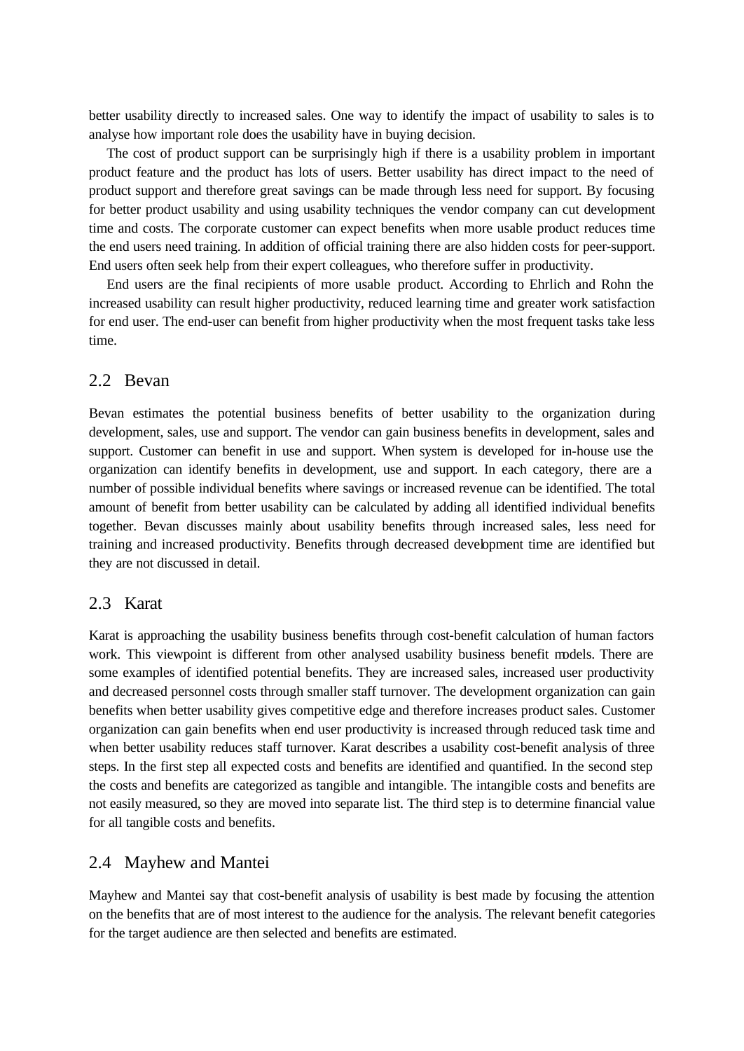better usability directly to increased sales. One way to identify the impact of usability to sales is to analyse how important role does the usability have in buying decision.

The cost of product support can be surprisingly high if there is a usability problem in important product feature and the product has lots of users. Better usability has direct impact to the need of product support and therefore great savings can be made through less need for support. By focusing for better product usability and using usability techniques the vendor company can cut development time and costs. The corporate customer can expect benefits when more usable product reduces time the end users need training. In addition of official training there are also hidden costs for peer-support. End users often seek help from their expert colleagues, who therefore suffer in productivity.

End users are the final recipients of more usable product. According to Ehrlich and Rohn the increased usability can result higher productivity, reduced learning time and greater work satisfaction for end user. The end-user can benefit from higher productivity when the most frequent tasks take less time.

## 2.2 Bevan

Bevan estimates the potential business benefits of better usability to the organization during development, sales, use and support. The vendor can gain business benefits in development, sales and support. Customer can benefit in use and support. When system is developed for in-house use the organization can identify benefits in development, use and support. In each category, there are a number of possible individual benefits where savings or increased revenue can be identified. The total amount of benefit from better usability can be calculated by adding all identified individual benefits together. Bevan discusses mainly about usability benefits through increased sales, less need for training and increased productivity. Benefits through decreased development time are identified but they are not discussed in detail.

## 2.3 Karat

Karat is approaching the usability business benefits through cost-benefit calculation of human factors work. This viewpoint is different from other analysed usability business benefit models. There are some examples of identified potential benefits. They are increased sales, increased user productivity and decreased personnel costs through smaller staff turnover. The development organization can gain benefits when better usability gives competitive edge and therefore increases product sales. Customer organization can gain benefits when end user productivity is increased through reduced task time and when better usability reduces staff turnover. Karat describes a usability cost-benefit analysis of three steps. In the first step all expected costs and benefits are identified and quantified. In the second step the costs and benefits are categorized as tangible and intangible. The intangible costs and benefits are not easily measured, so they are moved into separate list. The third step is to determine financial value for all tangible costs and benefits.

## 2.4 Mayhew and Mantei

Mayhew and Mantei say that cost-benefit analysis of usability is best made by focusing the attention on the benefits that are of most interest to the audience for the analysis. The relevant benefit categories for the target audience are then selected and benefits are estimated.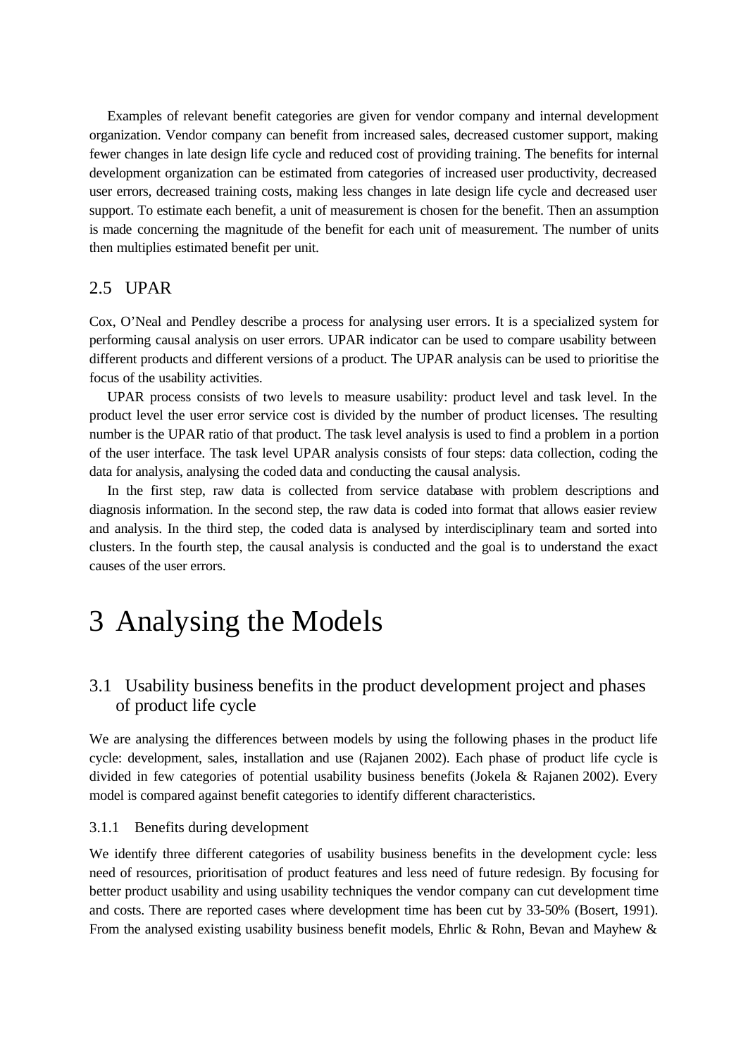Examples of relevant benefit categories are given for vendor company and internal development organization. Vendor company can benefit from increased sales, decreased customer support, making fewer changes in late design life cycle and reduced cost of providing training. The benefits for internal development organization can be estimated from categories of increased user productivity, decreased user errors, decreased training costs, making less changes in late design life cycle and decreased user support. To estimate each benefit, a unit of measurement is chosen for the benefit. Then an assumption is made concerning the magnitude of the benefit for each unit of measurement. The number of units then multiplies estimated benefit per unit.

### 2.5 UPAR

Cox, O'Neal and Pendley describe a process for analysing user errors. It is a specialized system for performing causal analysis on user errors. UPAR indicator can be used to compare usability between different products and different versions of a product. The UPAR analysis can be used to prioritise the focus of the usability activities.

UPAR process consists of two levels to measure usability: product level and task level. In the product level the user error service cost is divided by the number of product licenses. The resulting number is the UPAR ratio of that product. The task level analysis is used to find a problem in a portion of the user interface. The task level UPAR analysis consists of four steps: data collection, coding the data for analysis, analysing the coded data and conducting the causal analysis.

In the first step, raw data is collected from service database with problem descriptions and diagnosis information. In the second step, the raw data is coded into format that allows easier review and analysis. In the third step, the coded data is analysed by interdisciplinary team and sorted into clusters. In the fourth step, the causal analysis is conducted and the goal is to understand the exact causes of the user errors.

# 3 Analysing the Models

## 3.1 Usability business benefits in the product development project and phases of product life cycle

We are analysing the differences between models by using the following phases in the product life cycle: development, sales, installation and use (Rajanen 2002). Each phase of product life cycle is divided in few categories of potential usability business benefits (Jokela & Rajanen 2002). Every model is compared against benefit categories to identify different characteristics.

### 3.1.1 Benefits during development

We identify three different categories of usability business benefits in the development cycle: less need of resources, prioritisation of product features and less need of future redesign. By focusing for better product usability and using usability techniques the vendor company can cut development time and costs. There are reported cases where development time has been cut by 33-50% (Bosert, 1991). From the analysed existing usability business benefit models, Ehrlic & Rohn, Bevan and Mayhew &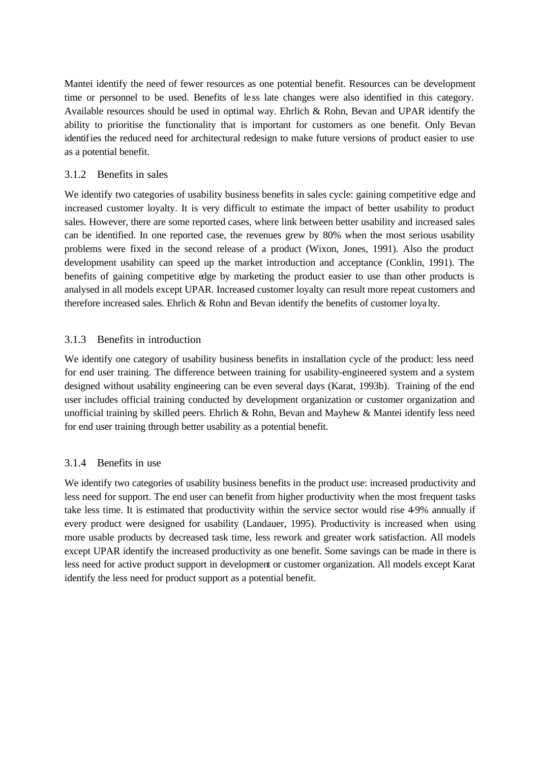Mantei identify the need of fewer resources as one potential benefit. Resources can be development time or personnel to be used. Benefits of less late changes were also identified in this category. Available resources should be used in optimal way. Ehrlich & Rohn, Bevan and UPAR identify the ability to prioritise the functionality that is important for customers as one benefit. Only Bevan identifies the reduced need for architectural redesign to make future versions of product easier to use as a potential benefit.

### 3.1.2 Benefits in sales

We identify two categories of usability business benefits in sales cycle: gaining competitive edge and increased customer loyalty. It is very difficult to estimate the impact of better usability to product sales. However, there are some reported cases, where link between better usability and increased sales can be identified. In one reported case, the revenues grew by 80% when the most serious usability problems were fixed in the second release of a product (Wixon, Jones, 1991). Also the product development usability can speed up the market introduction and acceptance (Conklin, 1991). The benefits of gaining competitive edge by marketing the product easier to use than other products is analysed in all models except UPAR. Increased customer loyalty can result more repeat customers and therefore increased sales. Ehrlich & Rohn and Bevan identify the benefits of customer loyalty.

### 3.1.3 Benefits in introduction

We identify one category of usability business benefits in installation cycle of the product: less need for end user training. The difference between training for usability-engineered system and a system designed without usability engineering can be even several days (Karat, 1993b). Training of the end user includes official training conducted by development organization or customer organization and unofficial training by skilled peers. Ehrlich & Rohn, Bevan and Mayhew & Mantei identify less need for end user training through better usability as a potential benefit.

### 3.1.4 Benefits in use

We identify two categories of usability business benefits in the product use: increased productivity and less need for support. The end user can benefit from higher productivity when the most frequent tasks take less time. It is estimated that productivity within the service sector would rise 4-9% annually if every product were designed for usability (Landauer, 1995). Productivity is increased when using more usable products by decreased task time, less rework and greater work satisfaction. All models except UPAR identify the increased productivity as one benefit. Some savings can be made in there is less need for active product support in development or customer organization. All models except Karat identify the less need for product support as a potential benefit.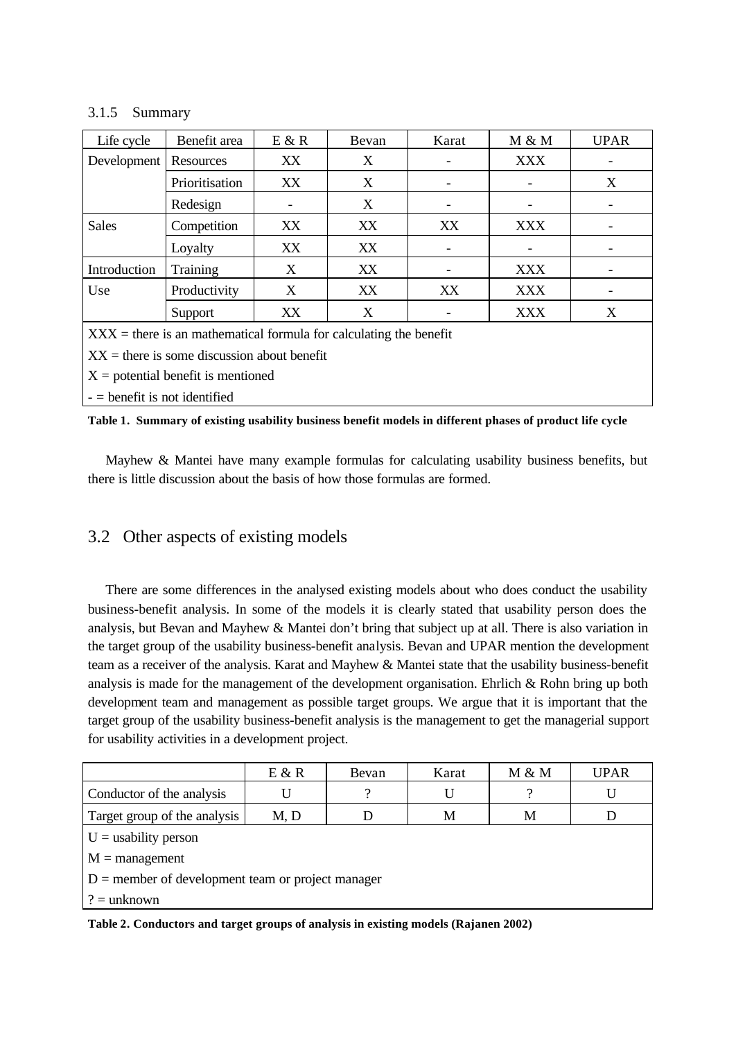### 3.1.5 Summary

| Life cycle | Benefit area | E & R | Bevan | Karat | M & M | UPAR |
|---|---|---|---|---|---|---|
| Development | Resources | XX | X | - | XXX | - |
| | Prioritisation | XX | X | - | - | X |
| | Redesign | - | X | - | - | - |
| Sales | Competition | XX | XX | XX | XXX | - |
| | Loyalty | XX | XX | - | - | - |
| Introduction | Training | X | XX | - | XXX | - |
| Use | Productivity | X | XX | XX | XXX | - |
| | Support | XX | X | - | XXX | X |

XXX = there is an mathematical formula for calculating the benefit

XX = there is some discussion about benefit

X = potential benefit is mentioned

- = benefit is not identified

**Table 1. Summary of existing usability business benefit models in different phases of product life cycle**

Mayhew & Mantei have many example formulas for calculating usability business benefits, but there is little discussion about the basis of how those formulas are formed.

## 3.2 Other aspects of existing models

There are some differences in the analysed existing models about who does conduct the usability business-benefit analysis. In some of the models it is clearly stated that usability person does the analysis, but Bevan and Mayhew & Mantei don't bring that subject up at all. There is also variation in the target group of the usability business-benefit analysis. Bevan and UPAR mention the development team as a receiver of the analysis. Karat and Mayhew & Mantei state that the usability business-benefit analysis is made for the management of the development organisation. Ehrlich & Rohn bring up both development team and management as possible target groups. We argue that it is important that the target group of the usability business-benefit analysis is the management to get the managerial support for usability activities in a development project.

| | E & R | Bevan | Karat | M & M | UPAR |
|---|---|---|---|---|---|
| Conductor of the analysis | U | ? | U | ? | U |
| Target group of the analysis | M, D | D | M | M | D |

U = usability person

M = management

D = member of development team or project manager

? = unknown

**Table 2. Conductors and target groups of analysis in existing models (Rajanen 2002)**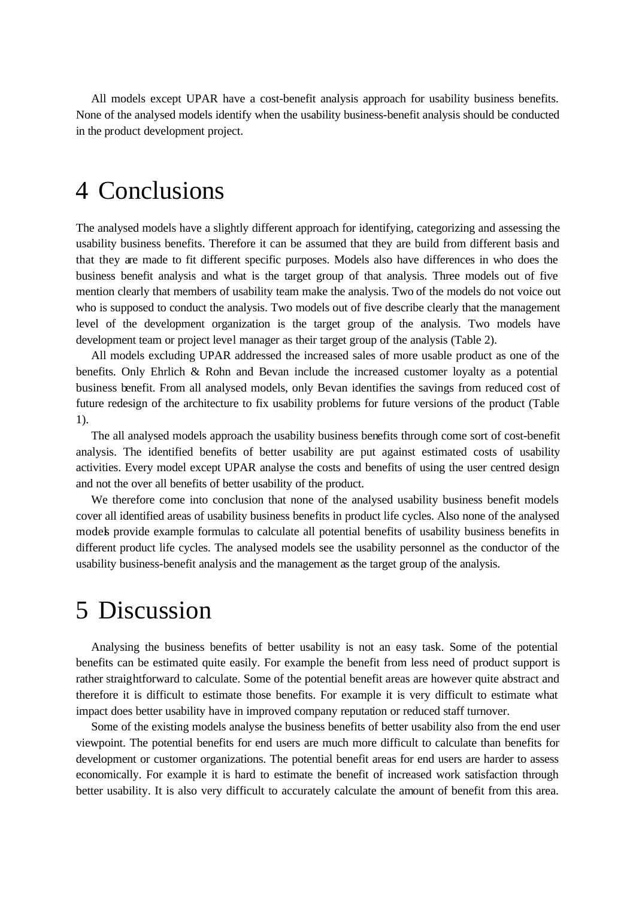All models except UPAR have a cost-benefit analysis approach for usability business benefits. None of the analysed models identify when the usability business-benefit analysis should be conducted in the product development project.

# 4 Conclusions

The analysed models have a slightly different approach for identifying, categorizing and assessing the usability business benefits. Therefore it can be assumed that they are build from different basis and that they are made to fit different specific purposes. Models also have differences in who does the business benefit analysis and what is the target group of that analysis. Three models out of five mention clearly that members of usability team make the analysis. Two of the models do not voice out who is supposed to conduct the analysis. Two models out of five describe clearly that the management level of the development organization is the target group of the analysis. Two models have development team or project level manager as their target group of the analysis (Table 2).

All models excluding UPAR addressed the increased sales of more usable product as one of the benefits. Only Ehrlich & Rohn and Bevan include the increased customer loyalty as a potential business benefit. From all analysed models, only Bevan identifies the savings from reduced cost of future redesign of the architecture to fix usability problems for future versions of the product (Table 1).

The all analysed models approach the usability business benefits through come sort of cost-benefit analysis. The identified benefits of better usability are put against estimated costs of usability activities. Every model except UPAR analyse the costs and benefits of using the user centred design and not the over all benefits of better usability of the product.

We therefore come into conclusion that none of the analysed usability business benefit models cover all identified areas of usability business benefits in product life cycles. Also none of the analysed models provide example formulas to calculate all potential benefits of usability business benefits in different product life cycles. The analysed models see the usability personnel as the conductor of the usability business-benefit analysis and the management as the target group of the analysis.

# 5 Discussion

Analysing the business benefits of better usability is not an easy task. Some of the potential benefits can be estimated quite easily. For example the benefit from less need of product support is rather straightforward to calculate. Some of the potential benefit areas are however quite abstract and therefore it is difficult to estimate those benefits. For example it is very difficult to estimate what impact does better usability have in improved company reputation or reduced staff turnover.

Some of the existing models analyse the business benefits of better usability also from the end user viewpoint. The potential benefits for end users are much more difficult to calculate than benefits for development or customer organizations. The potential benefit areas for end users are harder to assess economically. For example it is hard to estimate the benefit of increased work satisfaction through better usability. It is also very difficult to accurately calculate the amount of benefit from this area.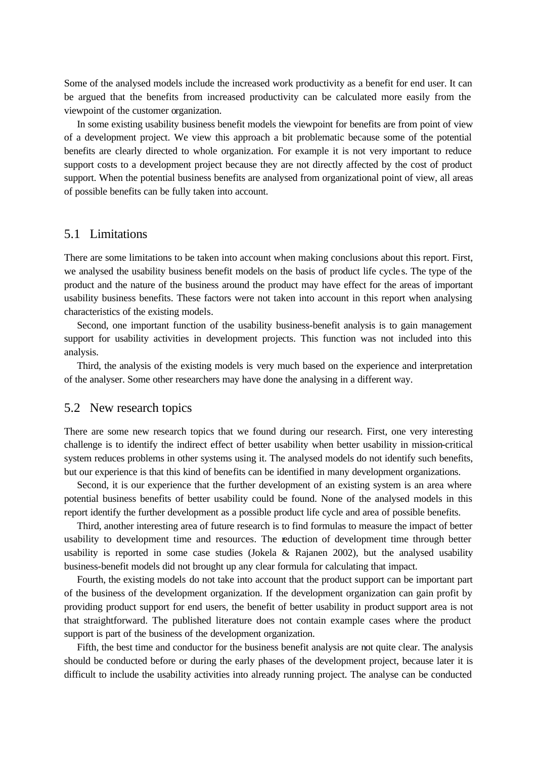Some of the analysed models include the increased work productivity as a benefit for end user. It can be argued that the benefits from increased productivity can be calculated more easily from the viewpoint of the customer organization.

In some existing usability business benefit models the viewpoint for benefits are from point of view of a development project. We view this approach a bit problematic because some of the potential benefits are clearly directed to whole organization. For example it is not very important to reduce support costs to a development project because they are not directly affected by the cost of product support. When the potential business benefits are analysed from organizational point of view, all areas of possible benefits can be fully taken into account.

## 5.1 Limitations

There are some limitations to be taken into account when making conclusions about this report. First, we analysed the usability business benefit models on the basis of product life cycles. The type of the product and the nature of the business around the product may have effect for the areas of important usability business benefits. These factors were not taken into account in this report when analysing characteristics of the existing models.

Second, one important function of the usability business-benefit analysis is to gain management support for usability activities in development projects. This function was not included into this analysis.

Third, the analysis of the existing models is very much based on the experience and interpretation of the analyser. Some other researchers may have done the analysing in a different way.

## 5.2 New research topics

There are some new research topics that we found during our research. First, one very interesting challenge is to identify the indirect effect of better usability when better usability in mission-critical system reduces problems in other systems using it. The analysed models do not identify such benefits, but our experience is that this kind of benefits can be identified in many development organizations.

Second, it is our experience that the further development of an existing system is an area where potential business benefits of better usability could be found. None of the analysed models in this report identify the further development as a possible product life cycle and area of possible benefits.

Third, another interesting area of future research is to find formulas to measure the impact of better usability to development time and resources. The reduction of development time through better usability is reported in some case studies (Jokela & Rajanen 2002), but the analysed usability business-benefit models did not brought up any clear formula for calculating that impact.

Fourth, the existing models do not take into account that the product support can be important part of the business of the development organization. If the development organization can gain profit by providing product support for end users, the benefit of better usability in product support area is not that straightforward. The published literature does not contain example cases where the product support is part of the business of the development organization.

Fifth, the best time and conductor for the business benefit analysis are not quite clear. The analysis should be conducted before or during the early phases of the development project, because later it is difficult to include the usability activities into already running project. The analyse can be conducted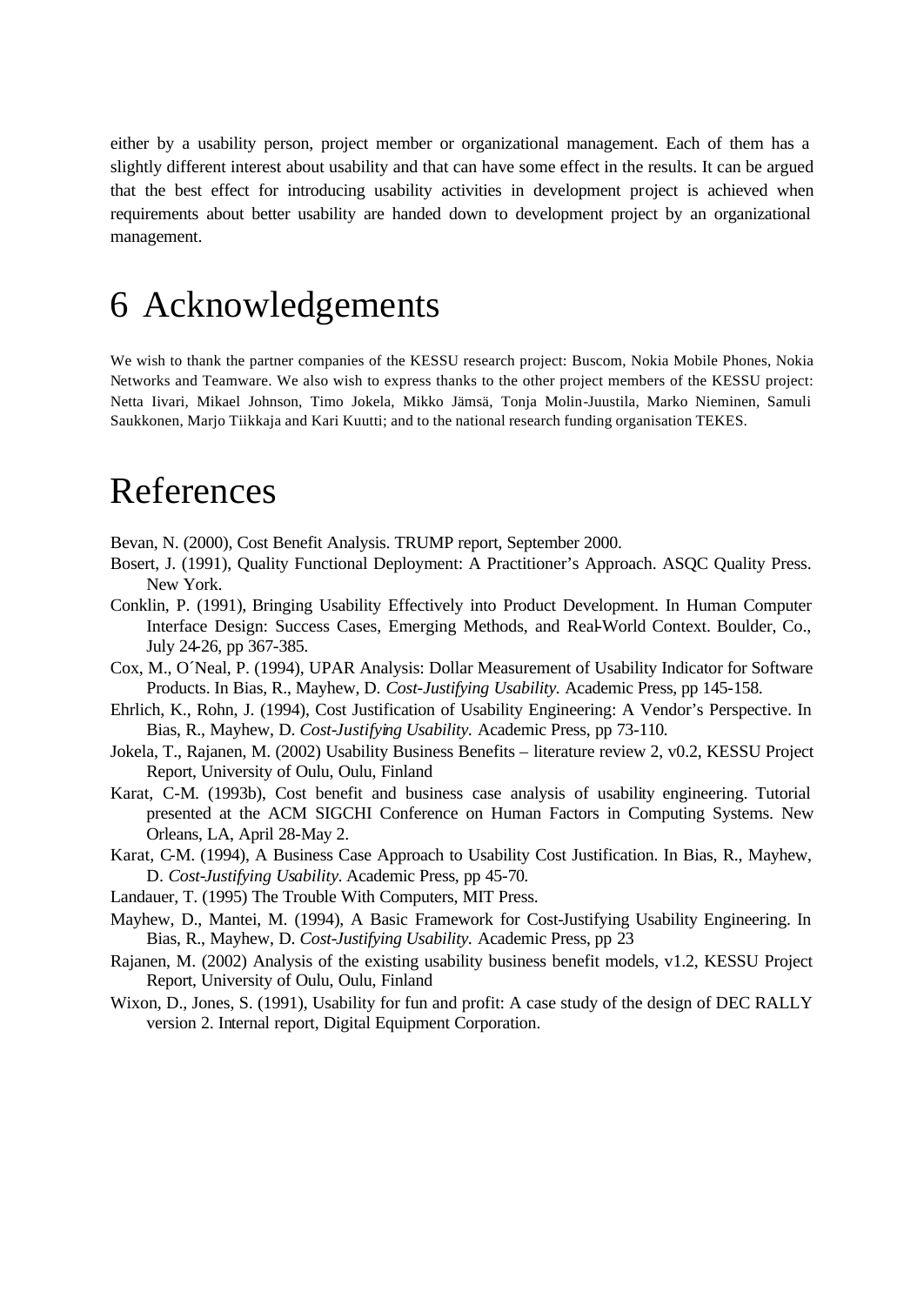either by a usability person, project member or organizational management. Each of them has a slightly different interest about usability and that can have some effect in the results. It can be argued that the best effect for introducing usability activities in development project is achieved when requirements about better usability are handed down to development project by an organizational management.

# 6 Acknowledgements

We wish to thank the partner companies of the KESSU research project: Buscom, Nokia Mobile Phones, Nokia Networks and Teamware. We also wish to express thanks to the other project members of the KESSU project: Netta Iivari, Mikael Johnson, Timo Jokela, Mikko Jämsä, Tonja Molin-Juustila, Marko Nieminen, Samuli Saukkonen, Marjo Tiikkaja and Kari Kuutti; and to the national research funding organisation TEKES.

# References

Bevan, N. (2000), Cost Benefit Analysis. TRUMP report, September 2000.

Bosert, J. (1991), Quality Functional Deployment: A Practitioner's Approach. ASQC Quality Press. New York.

Conklin, P. (1991), Bringing Usability Effectively into Product Development. In Human Computer Interface Design: Success Cases, Emerging Methods, and Real-World Context. Boulder, Co., July 24-26, pp 367-385.

Cox, M., O´Neal, P. (1994), UPAR Analysis: Dollar Measurement of Usability Indicator for Software Products. In Bias, R., Mayhew, D. *Cost-Justifying Usability.* Academic Press, pp 145-158.

Ehrlich, K., Rohn, J. (1994), Cost Justification of Usability Engineering: A Vendor's Perspective. In Bias, R., Mayhew, D. *Cost-Justifying Usability.* Academic Press, pp 73-110.

Jokela, T., Rajanen, M. (2002) Usability Business Benefits – literature review 2, v0.2, KESSU Project Report, University of Oulu, Oulu, Finland

Karat, C-M. (1993b), Cost benefit and business case analysis of usability engineering. Tutorial presented at the ACM SIGCHI Conference on Human Factors in Computing Systems. New Orleans, LA, April 28-May 2.

Karat, C-M. (1994), A Business Case Approach to Usability Cost Justification. In Bias, R., Mayhew, D. *Cost-Justifying Usability.* Academic Press, pp 45-70.

Landauer, T. (1995) The Trouble With Computers, MIT Press.

Mayhew, D., Mantei, M. (1994), A Basic Framework for Cost-Justifying Usability Engineering. In Bias, R., Mayhew, D. *Cost-Justifying Usability.* Academic Press, pp 23

Rajanen, M. (2002) Analysis of the existing usability business benefit models, v1.2, KESSU Project Report, University of Oulu, Oulu, Finland

Wixon, D., Jones, S. (1991), Usability for fun and profit: A case study of the design of DEC RALLY version 2. Internal report, Digital Equipment Corporation.